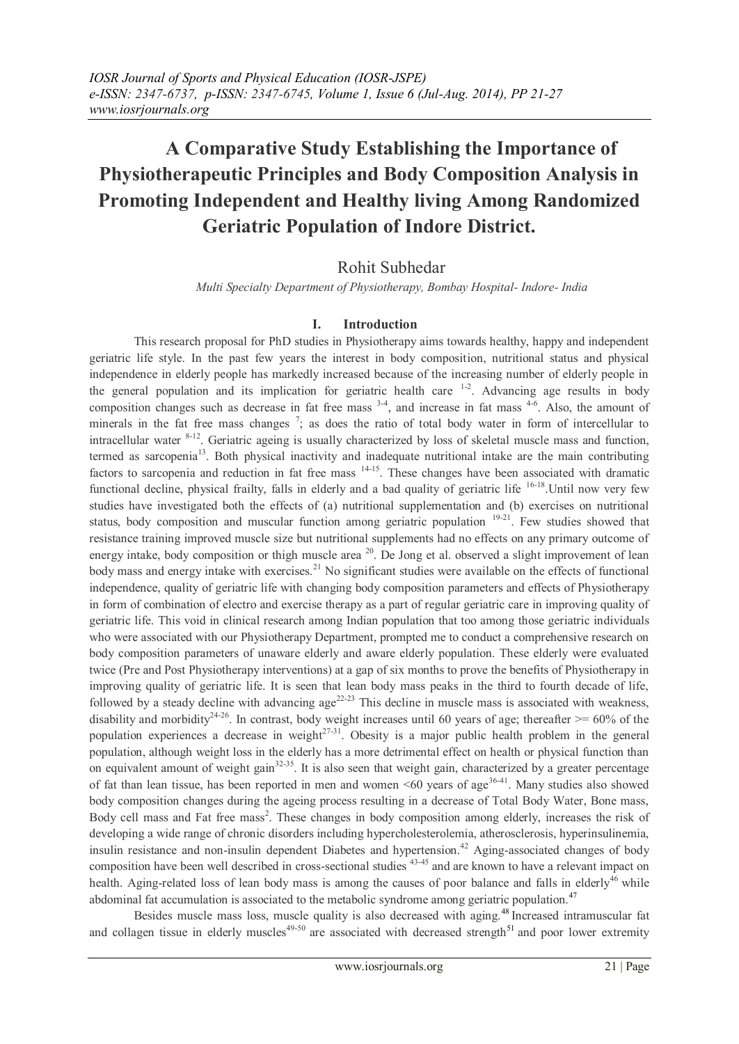# A Comparative Study Establishing the Importance of Physiotherapeutic Principles and Body Composition Analysis in Promoting Independent and Healthy living Among Randomized Geriatric Population of Indore District.

Rohit Subhedar

*Multi Specialty Department of Physiotherapy, Bombay Hospital- Indore- India*

## I. Introduction

This research proposal for PhD studies in Physiotherapy aims towards healthy, happy and independent geriatric life style. In the past few years the interest in body composition, nutritional status and physical independence in elderly people has markedly increased because of the increasing number of elderly people in the general population and its implication for geriatric health care [1-2]. Advancing age results in body composition changes such as decrease in fat free mass [3-4], and increase in fat mass [4-6]. Also, the amount of minerals in the fat free mass changes [7]; as does the ratio of total body water in form of intercellular to intracellular water [8-12]. Geriatric ageing is usually characterized by loss of skeletal muscle mass and function, termed as sarcopenia[13]. Both physical inactivity and inadequate nutritional intake are the main contributing factors to sarcopenia and reduction in fat free mass [14-15]. These changes have been associated with dramatic functional decline, physical frailty, falls in elderly and a bad quality of geriatric life [16-18].Until now very few studies have investigated both the effects of (a) nutritional supplementation and (b) exercises on nutritional status, body composition and muscular function among geriatric population [19-21]. Few studies showed that resistance training improved muscle size but nutritional supplements had no effects on any primary outcome of energy intake, body composition or thigh muscle area [20]. De Jong et al. observed a slight improvement of lean body mass and energy intake with exercises.[21] No significant studies were available on the effects of functional independence, quality of geriatric life with changing body composition parameters and effects of Physiotherapy in form of combination of electro and exercise therapy as a part of regular geriatric care in improving quality of geriatric life. This void in clinical research among Indian population that too among those geriatric individuals who were associated with our Physiotherapy Department, prompted me to conduct a comprehensive research on body composition parameters of unaware elderly and aware elderly population. These elderly were evaluated twice (Pre and Post Physiotherapy interventions) at a gap of six months to prove the benefits of Physiotherapy in improving quality of geriatric life. It is seen that lean body mass peaks in the third to fourth decade of life, followed by a steady decline with advancing age[22-23] This decline in muscle mass is associated with weakness, disability and morbidity[24-26]. In contrast, body weight increases until 60 years of age; thereafter >= 60% of the population experiences a decrease in weight[27-31]. Obesity is a major public health problem in the general population, although weight loss in the elderly has a more detrimental effect on health or physical function than on equivalent amount of weight gain[32-35]. It is also seen that weight gain, characterized by a greater percentage of fat than lean tissue, has been reported in men and women <60 years of age[36-41]. Many studies also showed body composition changes during the ageing process resulting in a decrease of Total Body Water, Bone mass, Body cell mass and Fat free mass[2]. These changes in body composition among elderly, increases the risk of developing a wide range of chronic disorders including hypercholesterolemia, atherosclerosis, hyperinsulinemia, insulin resistance and non-insulin dependent Diabetes and hypertension.[42] Aging-associated changes of body composition have been well described in cross-sectional studies [43-45] and are known to have a relevant impact on health. Aging-related loss of lean body mass is among the causes of poor balance and falls in elderly[46] while abdominal fat accumulation is associated to the metabolic syndrome among geriatric population.[47]

Besides muscle mass loss, muscle quality is also decreased with aging.[48] Increased intramuscular fat and collagen tissue in elderly muscles[49-50] are associated with decreased strength[51] and poor lower extremity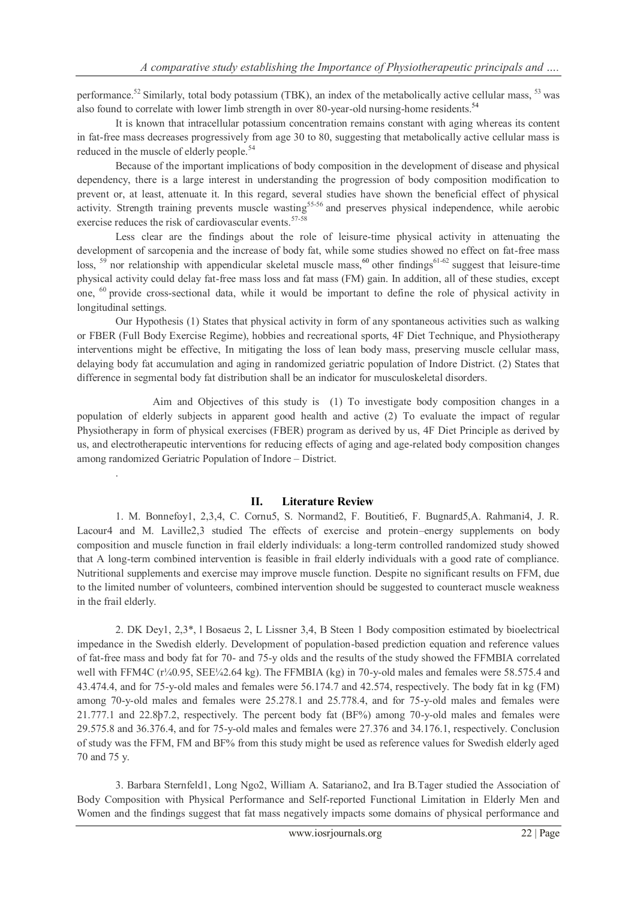performance.[52] Similarly, total body potassium (TBK), an index of the metabolically active cellular mass, [53] was also found to correlate with lower limb strength in over 80-year-old nursing-home residents.[54]

It is known that intracellular potassium concentration remains constant with aging whereas its content in fat-free mass decreases progressively from age 30 to 80, suggesting that metabolically active cellular mass is reduced in the muscle of elderly people.[54]

Because of the important implications of body composition in the development of disease and physical dependency, there is a large interest in understanding the progression of body composition modification to prevent or, at least, attenuate it. In this regard, several studies have shown the beneficial effect of physical activity. Strength training prevents muscle wasting[55-56] and preserves physical independence, while aerobic exercise reduces the risk of cardiovascular events.[57-58]

Less clear are the findings about the role of leisure-time physical activity in attenuating the development of sarcopenia and the increase of body fat, while some studies showed no effect on fat-free mass loss, [59] nor relationship with appendicular skeletal muscle mass,[60] other findings[61-62] suggest that leisure-time physical activity could delay fat-free mass loss and fat mass (FM) gain. In addition, all of these studies, except one, [60] provide cross-sectional data, while it would be important to define the role of physical activity in longitudinal settings.

Our Hypothesis (1) States that physical activity in form of any spontaneous activities such as walking or FBER (Full Body Exercise Regime), hobbies and recreational sports, 4F Diet Technique, and Physiotherapy interventions might be effective, In mitigating the loss of lean body mass, preserving muscle cellular mass, delaying body fat accumulation and aging in randomized geriatric population of Indore District. (2) States that difference in segmental body fat distribution shall be an indicator for musculoskeletal disorders.

Aim and Objectives of this study is (1) To investigate body composition changes in a population of elderly subjects in apparent good health and active (2) To evaluate the impact of regular Physiotherapy in form of physical exercises (FBER) program as derived by us, 4F Diet Principle as derived by us, and electrotherapeutic interventions for reducing effects of aging and age-related body composition changes among randomized Geriatric Population of Indore – District.

.

## II. Literature Review

1. M. Bonnefoy1, 2,3,4, C. Cornu5, S. Normand2, F. Boutitie6, F. Bugnard5,A. Rahmani4, J. R. Lacour4 and M. Laville2,3 studied The effects of exercise and protein–energy supplements on body composition and muscle function in frail elderly individuals: a long-term controlled randomized study showed that A long-term combined intervention is feasible in frail elderly individuals with a good rate of compliance. Nutritional supplements and exercise may improve muscle function. Despite no significant results on FFM, due to the limited number of volunteers, combined intervention should be suggested to counteract muscle weakness in the frail elderly.

2. DK Dey1, 2,3*, l Bosaeus 2, L Lissner 3,4, B Steen 1 Body composition estimated by bioelectrical impedance in the Swedish elderly. Development of population-based prediction equation and reference values of fat-free mass and body fat for 70- and 75-y olds and the results of the study showed the FFMBIA correlated well with FFM4C (r¼0.95, SEE¼2.64 kg). The FFMBIA (kg) in 70-y-old males and females were 58.575.4 and 43.474.4, and for 75-y-old males and females were 56.174.7 and 42.574, respectively. The body fat in kg (FM) among 70-y-old males and females were 25.278.1 and 25.778.4, and for 75-y-old males and females were 21.777.1 and 22.8þ7.2, respectively. The percent body fat (BF%) among 70-y-old males and females were 29.575.8 and 36.376.4, and for 75-y-old males and females were 27.376 and 34.176.1, respectively. Conclusion of study was the FFM, FM and BF% from this study might be used as reference values for Swedish elderly aged 70 and 75 y.

3. Barbara Sternfeld1, Long Ngo2, William A. Satariano2, and Ira B.Tager studied the Association of Body Composition with Physical Performance and Self-reported Functional Limitation in Elderly Men and Women and the findings suggest that fat mass negatively impacts some domains of physical performance and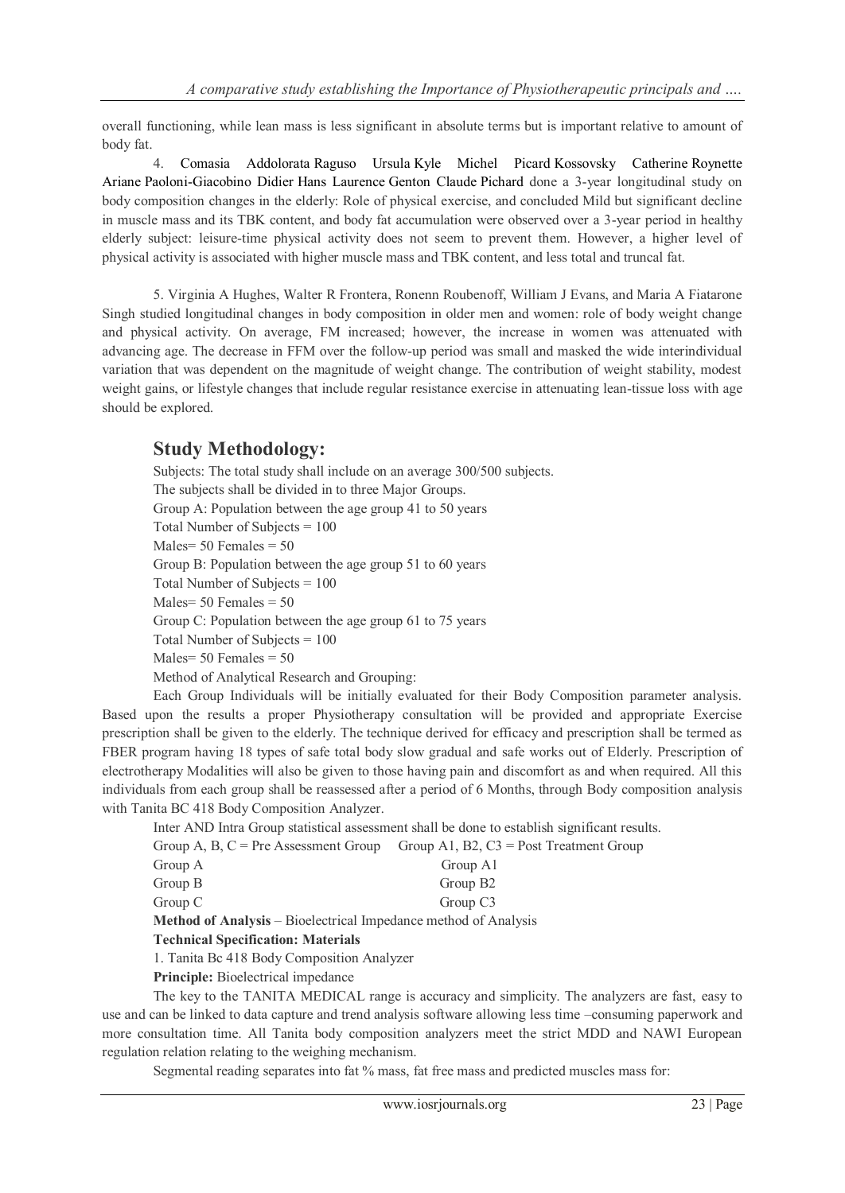overall functioning, while lean mass is less significant in absolute terms but is important relative to amount of body fat.

4. Comasia Addolorata Raguso Ursula Kyle Michel Picard Kossovsky Catherine Roynette Ariane Paoloni-Giacobino Didier Hans Laurence Genton Claude Pichard done a 3-year longitudinal study on body composition changes in the elderly: Role of physical exercise, and concluded Mild but significant decline in muscle mass and its TBK content, and body fat accumulation were observed over a 3-year period in healthy elderly subject: leisure-time physical activity does not seem to prevent them. However, a higher level of physical activity is associated with higher muscle mass and TBK content, and less total and truncal fat.

5. Virginia A Hughes, Walter R Frontera, Ronenn Roubenoff, William J Evans, and Maria A Fiatarone Singh studied longitudinal changes in body composition in older men and women: role of body weight change and physical activity. On average, FM increased; however, the increase in women was attenuated with advancing age. The decrease in FFM over the follow-up period was small and masked the wide interindividual variation that was dependent on the magnitude of weight change. The contribution of weight stability, modest weight gains, or lifestyle changes that include regular resistance exercise in attenuating lean-tissue loss with age should be explored.

## Study Methodology:

Subjects: The total study shall include on an average 300/500 subjects.

The subjects shall be divided in to three Major Groups.

Group A: Population between the age group 41 to 50 years

Total Number of Subjects = 100

Males= 50 Females = 50

Group B: Population between the age group 51 to 60 years

Total Number of Subjects = 100

Males= 50 Females = 50

Group C: Population between the age group 61 to 75 years

Total Number of Subjects = 100

Males= 50 Females = 50

Method of Analytical Research and Grouping:

Each Group Individuals will be initially evaluated for their Body Composition parameter analysis. Based upon the results a proper Physiotherapy consultation will be provided and appropriate Exercise prescription shall be given to the elderly. The technique derived for efficacy and prescription shall be termed as FBER program having 18 types of safe total body slow gradual and safe works out of Elderly. Prescription of electrotherapy Modalities will also be given to those having pain and discomfort as and when required. All this individuals from each group shall be reassessed after a period of 6 Months, through Body composition analysis with Tanita BC 418 Body Composition Analyzer.

Inter AND Intra Group statistical assessment shall be done to establish significant results.

Group A, B, C = Pre Assessment Group   Group A1, B2, C3 = Post Treatment Group

| Group A | Group A1 |
|---|---|
| Group B | Group B2 |
| Group C | Group C3 |

**Method of Analysis** – Bioelectrical Impedance method of Analysis

**Technical Specification: Materials**

1. Tanita Bc 418 Body Composition Analyzer

**Principle:** Bioelectrical impedance

The key to the TANITA MEDICAL range is accuracy and simplicity. The analyzers are fast, easy to use and can be linked to data capture and trend analysis software allowing less time –consuming paperwork and more consultation time. All Tanita body composition analyzers meet the strict MDD and NAWI European regulation relation relating to the weighing mechanism.

Segmental reading separates into fat % mass, fat free mass and predicted muscles mass for: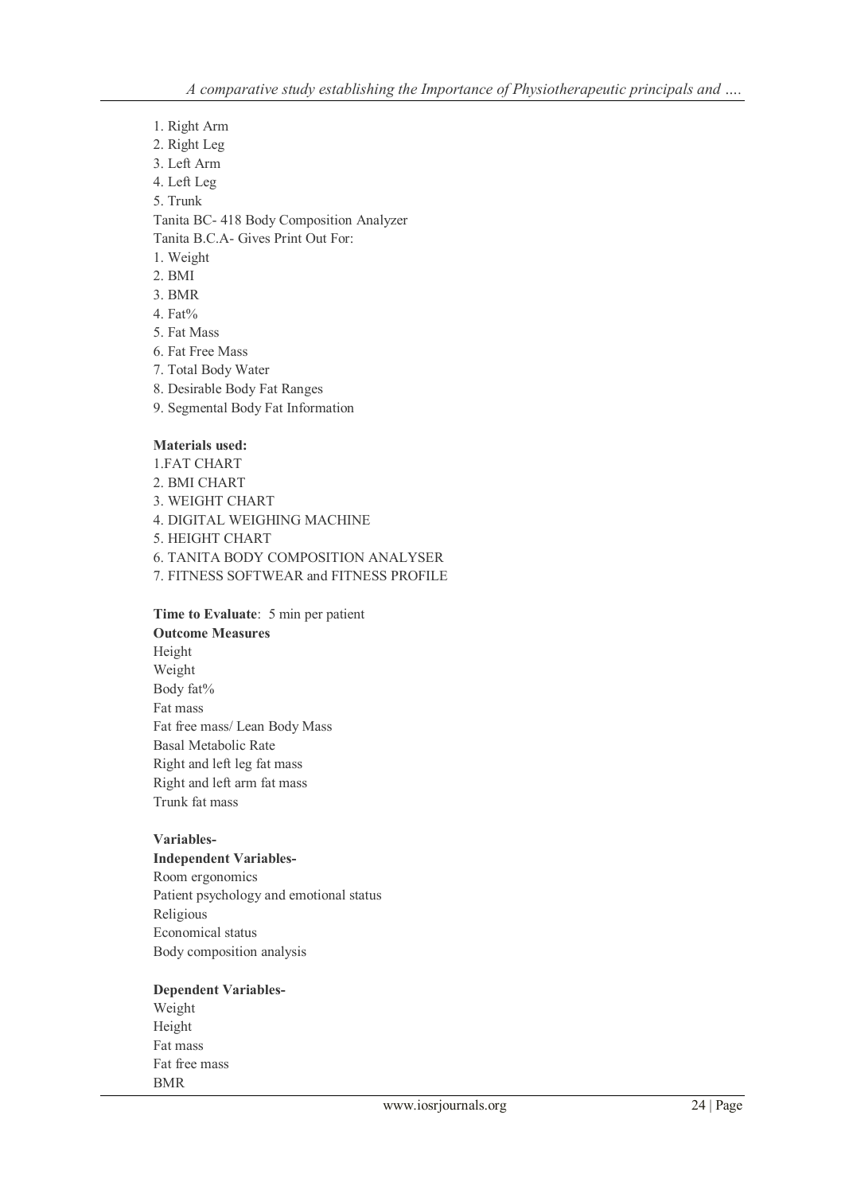1. Right Arm
2. Right Leg
3. Left Arm
4. Left Leg
5. Trunk

Tanita BC- 418 Body Composition Analyzer

Tanita B.C.A- Gives Print Out For:

1. Weight
2. BMI
3. BMR
4. Fat%
5. Fat Mass
6. Fat Free Mass
7. Total Body Water
8. Desirable Body Fat Ranges
9. Segmental Body Fat Information

**Materials used:**

1.FAT CHART
2. BMI CHART
3. WEIGHT CHART
4. DIGITAL WEIGHING MACHINE
5. HEIGHT CHART
6. TANITA BODY COMPOSITION ANALYSER
7. FITNESS SOFTWEAR and FITNESS PROFILE

**Time to Evaluate**: 5 min per patient

**Outcome Measures**

Height
Weight
Body fat%
Fat mass
Fat free mass/ Lean Body Mass
Basal Metabolic Rate
Right and left leg fat mass
Right and left arm fat mass
Trunk fat mass

**Variables-**

**Independent Variables-**

Room ergonomics
Patient psychology and emotional status
Religious
Economical status
Body composition analysis

**Dependent Variables-**

Weight
Height
Fat mass
Fat free mass
BMR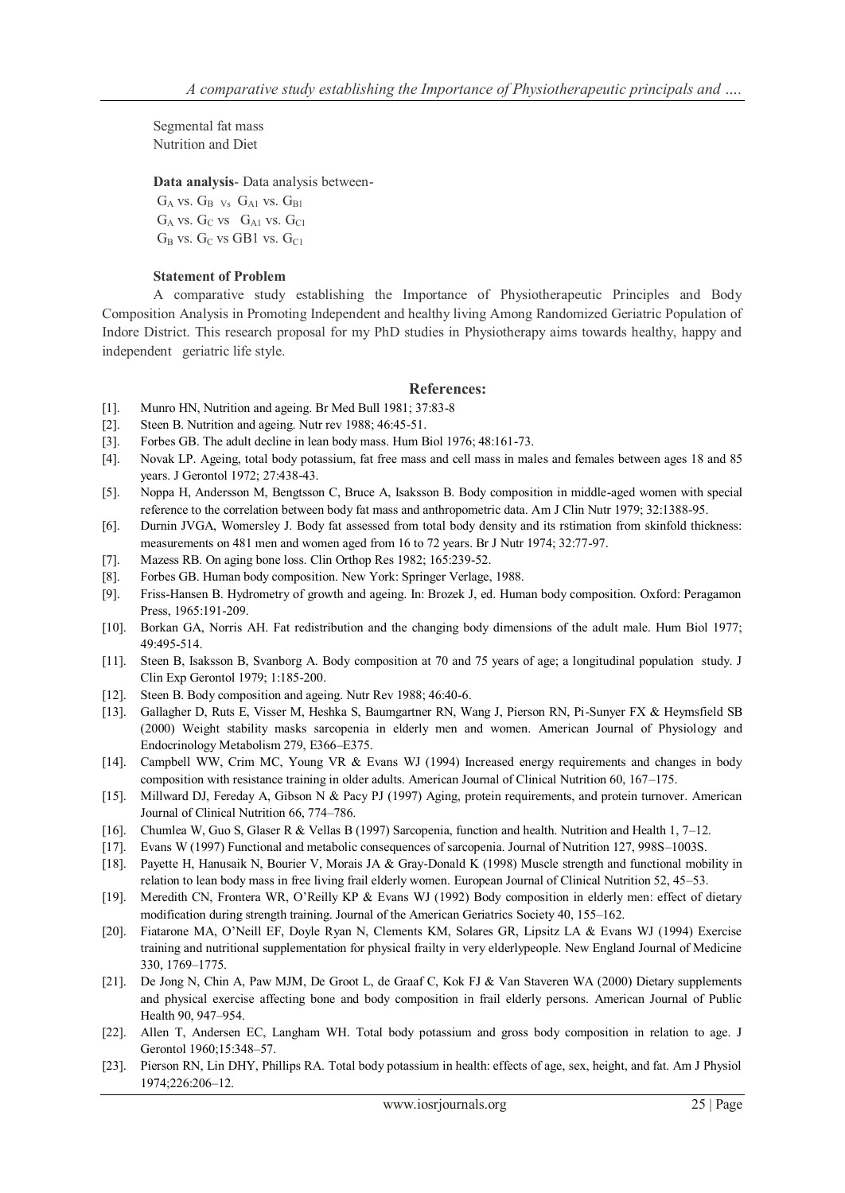Segmental fat mass
Nutrition and Diet

**Data analysis**- Data analysis between-

$G_A$ vs. $G_B$ $_{Vs}$ $G_{A1}$ vs. $G_{B1}$
$G_A$ vs. $G_C$ vs $G_{A1}$ vs. $G_{C1}$
$G_B$ vs. $G_C$ vs GB1 vs. $G_{C1}$

**Statement of Problem**

A comparative study establishing the Importance of Physiotherapeutic Principles and Body Composition Analysis in Promoting Independent and healthy living Among Randomized Geriatric Population of Indore District. This research proposal for my PhD studies in Physiotherapy aims towards healthy, happy and independent geriatric life style.

## References:

[1]. Munro HN, Nutrition and ageing. Br Med Bull 1981; 37:83-8
[2]. Steen B. Nutrition and ageing. Nutr rev 1988; 46:45-51.
[3]. Forbes GB. The adult decline in lean body mass. Hum Biol 1976; 48:161-73.
[4]. Novak LP. Ageing, total body potassium, fat free mass and cell mass in males and females between ages 18 and 85 years. J Gerontol 1972; 27:438-43.
[5]. Noppa H, Andersson M, Bengtsson C, Bruce A, Isaksson B. Body composition in middle-aged women with special reference to the correlation between body fat mass and anthropometric data. Am J Clin Nutr 1979; 32:1388-95.
[6]. Durnin JVGA, Womersley J. Body fat assessed from total body density and its rstimation from skinfold thickness: measurements on 481 men and women aged from 16 to 72 years. Br J Nutr 1974; 32:77-97.
[7]. Mazess RB. On aging bone loss. Clin Orthop Res 1982; 165:239-52.
[8]. Forbes GB. Human body composition. New York: Springer Verlage, 1988.
[9]. Friss-Hansen B. Hydrometry of growth and ageing. In: Brozek J, ed. Human body composition. Oxford: Peragamon Press, 1965:191-209.
[10]. Borkan GA, Norris AH. Fat redistribution and the changing body dimensions of the adult male. Hum Biol 1977; 49:495-514.
[11]. Steen B, Isaksson B, Svanborg A. Body composition at 70 and 75 years of age; a longitudinal population study. J Clin Exp Gerontol 1979; 1:185-200.
[12]. Steen B. Body composition and ageing. Nutr Rev 1988; 46:40-6.
[13]. Gallagher D, Ruts E, Visser M, Heshka S, Baumgartner RN, Wang J, Pierson RN, Pi-Sunyer FX & Heymsfield SB (2000) Weight stability masks sarcopenia in elderly men and women. American Journal of Physiology and Endocrinology Metabolism 279, E366–E375.
[14]. Campbell WW, Crim MC, Young VR & Evans WJ (1994) Increased energy requirements and changes in body composition with resistance training in older adults. American Journal of Clinical Nutrition 60, 167–175.
[15]. Millward DJ, Fereday A, Gibson N & Pacy PJ (1997) Aging, protein requirements, and protein turnover. American Journal of Clinical Nutrition 66, 774–786.
[16]. Chumlea W, Guo S, Glaser R & Vellas B (1997) Sarcopenia, function and health. Nutrition and Health 1, 7–12.
[17]. Evans W (1997) Functional and metabolic consequences of sarcopenia. Journal of Nutrition 127, 998S–1003S.
[18]. Payette H, Hanusaik N, Bourier V, Morais JA & Gray-Donald K (1998) Muscle strength and functional mobility in relation to lean body mass in free living frail elderly women. European Journal of Clinical Nutrition 52, 45–53.
[19]. Meredith CN, Frontera WR, O'Reilly KP & Evans WJ (1992) Body composition in elderly men: effect of dietary modification during strength training. Journal of the American Geriatrics Society 40, 155–162.
[20]. Fiatarone MA, O'Neill EF, Doyle Ryan N, Clements KM, Solares GR, Lipsitz LA & Evans WJ (1994) Exercise training and nutritional supplementation for physical frailty in very elderlypeople. New England Journal of Medicine 330, 1769–1775.
[21]. De Jong N, Chin A, Paw MJM, De Groot L, de Graaf C, Kok FJ & Van Staveren WA (2000) Dietary supplements and physical exercise affecting bone and body composition in frail elderly persons. American Journal of Public Health 90, 947–954.
[22]. Allen T, Andersen EC, Langham WH. Total body potassium and gross body composition in relation to age. J Gerontol 1960;15:348–57.
[23]. Pierson RN, Lin DHY, Phillips RA. Total body potassium in health: effects of age, sex, height, and fat. Am J Physiol 1974;226:206–12.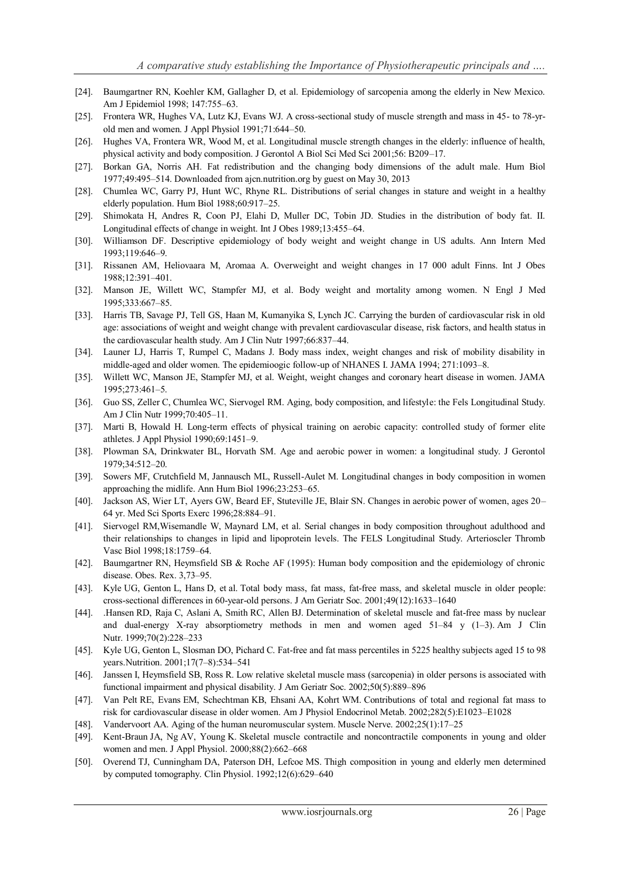[24]. Baumgartner RN, Koehler KM, Gallagher D, et al. Epidemiology of sarcopenia among the elderly in New Mexico. Am J Epidemiol 1998; 147:755–63.

[25]. Frontera WR, Hughes VA, Lutz KJ, Evans WJ. A cross-sectional study of muscle strength and mass in 45- to 78-yr-old men and women. J Appl Physiol 1991;71:644–50.

[26]. Hughes VA, Frontera WR, Wood M, et al. Longitudinal muscle strength changes in the elderly: influence of health, physical activity and body composition. J Gerontol A Biol Sci Med Sci 2001;56: B209–17.

[27]. Borkan GA, Norris AH. Fat redistribution and the changing body dimensions of the adult male. Hum Biol 1977;49:495–514. Downloaded from ajcn.nutrition.org by guest on May 30, 2013

[28]. Chumlea WC, Garry PJ, Hunt WC, Rhyne RL. Distributions of serial changes in stature and weight in a healthy elderly population. Hum Biol 1988;60:917–25.

[29]. Shimokata H, Andres R, Coon PJ, Elahi D, Muller DC, Tobin JD. Studies in the distribution of body fat. II. Longitudinal effects of change in weight. Int J Obes 1989;13:455–64.

[30]. Williamson DF. Descriptive epidemiology of body weight and weight change in US adults. Ann Intern Med 1993;119:646–9.

[31]. Rissanen AM, Heliovaara M, Aromaa A. Overweight and weight changes in 17 000 adult Finns. Int J Obes 1988;12:391–401.

[32]. Manson JE, Willett WC, Stampfer MJ, et al. Body weight and mortality among women. N Engl J Med 1995;333:667–85.

[33]. Harris TB, Savage PJ, Tell GS, Haan M, Kumanyika S, Lynch JC. Carrying the burden of cardiovascular risk in old age: associations of weight and weight change with prevalent cardiovascular disease, risk factors, and health status in the cardiovascular health study. Am J Clin Nutr 1997;66:837–44.

[34]. Launer LJ, Harris T, Rumpel C, Madans J. Body mass index, weight changes and risk of mobility disability in middle-aged and older women. The epidemioogic follow-up of NHANES I. JAMA 1994; 271:1093–8.

[35]. Willett WC, Manson JE, Stampfer MJ, et al. Weight, weight changes and coronary heart disease in women. JAMA 1995;273:461–5.

[36]. Guo SS, Zeller C, Chumlea WC, Siervogel RM. Aging, body composition, and lifestyle: the Fels Longitudinal Study. Am J Clin Nutr 1999;70:405–11.

[37]. Marti B, Howald H. Long-term effects of physical training on aerobic capacity: controlled study of former elite athletes. J Appl Physiol 1990;69:1451–9.

[38]. Plowman SA, Drinkwater BL, Horvath SM. Age and aerobic power in women: a longitudinal study. J Gerontol 1979;34:512–20.

[39]. Sowers MF, Crutchfield M, Jannausch ML, Russell-Aulet M. Longitudinal changes in body composition in women approaching the midlife. Ann Hum Biol 1996;23:253–65.

[40]. Jackson AS, Wier LT, Ayers GW, Beard EF, Stuteville JE, Blair SN. Changes in aerobic power of women, ages 20–64 yr. Med Sci Sports Exerc 1996;28:884–91.

[41]. Siervogel RM,Wisemandle W, Maynard LM, et al. Serial changes in body composition throughout adulthood and their relationships to changes in lipid and lipoprotein levels. The FELS Longitudinal Study. Arterioscler Thromb Vasc Biol 1998;18:1759–64.

[42]. Baumgartner RN, Heymsfield SB & Roche AF (1995): Human body composition and the epidemiology of chronic disease. Obes. Rex. 3,73–95.

[43]. Kyle UG, Genton L, Hans D, et al. Total body mass, fat mass, fat-free mass, and skeletal muscle in older people: cross-sectional differences in 60-year-old persons. J Am Geriatr Soc. 2001;49(12):1633–1640

[44]. .Hansen RD, Raja C, Aslani A, Smith RC, Allen BJ. Determination of skeletal muscle and fat-free mass by nuclear and dual-energy X-ray absorptiometry methods in men and women aged 51–84 y (1–3). Am J Clin Nutr. 1999;70(2):228–233

[45]. Kyle UG, Genton L, Slosman DO, Pichard C. Fat-free and fat mass percentiles in 5225 healthy subjects aged 15 to 98 years.Nutrition. 2001;17(7–8):534–541

[46]. Janssen I, Heymsfield SB, Ross R. Low relative skeletal muscle mass (sarcopenia) in older persons is associated with functional impairment and physical disability. J Am Geriatr Soc. 2002;50(5):889–896

[47]. Van Pelt RE, Evans EM, Schechtman KB, Ehsani AA, Kohrt WM. Contributions of total and regional fat mass to risk for cardiovascular disease in older women. Am J Physiol Endocrinol Metab. 2002;282(5):E1023–E1028

[48]. Vandervoort AA. Aging of the human neuromuscular system. Muscle Nerve. 2002;25(1):17–25

[49]. Kent-Braun JA, Ng AV, Young K. Skeletal muscle contractile and noncontractile components in young and older women and men. J Appl Physiol. 2000;88(2):662–668

[50]. Overend TJ, Cunningham DA, Paterson DH, Lefcoe MS. Thigh composition in young and elderly men determined by computed tomography. Clin Physiol. 1992;12(6):629–640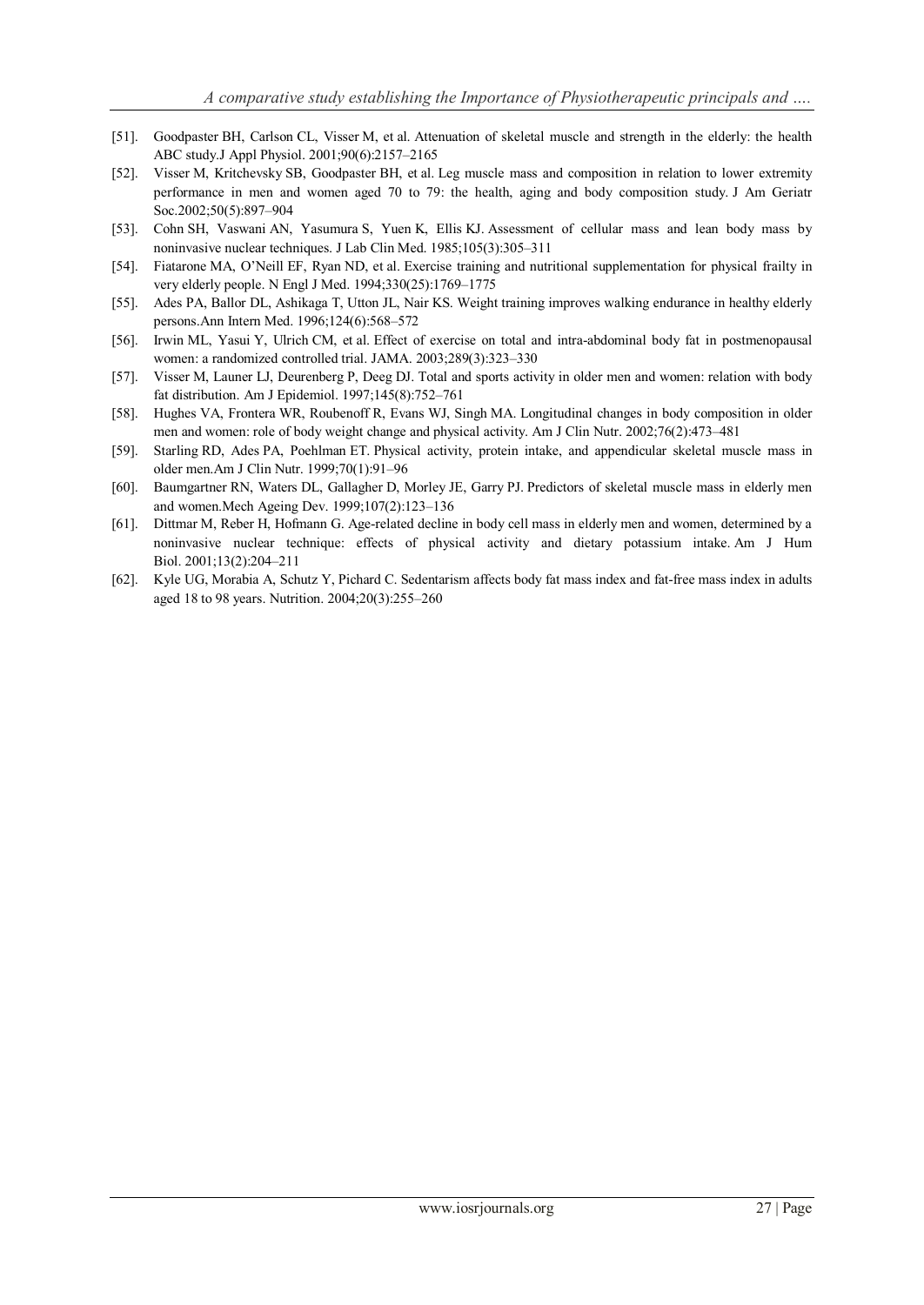[51]. Goodpaster BH, Carlson CL, Visser M, et al. Attenuation of skeletal muscle and strength in the elderly: the health ABC study.J Appl Physiol. 2001;90(6):2157–2165

[52]. Visser M, Kritchevsky SB, Goodpaster BH, et al. Leg muscle mass and composition in relation to lower extremity performance in men and women aged 70 to 79: the health, aging and body composition study. J Am Geriatr Soc.2002;50(5):897–904

[53]. Cohn SH, Vaswani AN, Yasumura S, Yuen K, Ellis KJ. Assessment of cellular mass and lean body mass by noninvasive nuclear techniques. J Lab Clin Med. 1985;105(3):305–311

[54]. Fiatarone MA, O'Neill EF, Ryan ND, et al. Exercise training and nutritional supplementation for physical frailty in very elderly people. N Engl J Med. 1994;330(25):1769–1775

[55]. Ades PA, Ballor DL, Ashikaga T, Utton JL, Nair KS. Weight training improves walking endurance in healthy elderly persons.Ann Intern Med. 1996;124(6):568–572

[56]. Irwin ML, Yasui Y, Ulrich CM, et al. Effect of exercise on total and intra-abdominal body fat in postmenopausal women: a randomized controlled trial. JAMA. 2003;289(3):323–330

[57]. Visser M, Launer LJ, Deurenberg P, Deeg DJ. Total and sports activity in older men and women: relation with body fat distribution. Am J Epidemiol. 1997;145(8):752–761

[58]. Hughes VA, Frontera WR, Roubenoff R, Evans WJ, Singh MA. Longitudinal changes in body composition in older men and women: role of body weight change and physical activity. Am J Clin Nutr. 2002;76(2):473–481

[59]. Starling RD, Ades PA, Poehlman ET. Physical activity, protein intake, and appendicular skeletal muscle mass in older men.Am J Clin Nutr. 1999;70(1):91–96

[60]. Baumgartner RN, Waters DL, Gallagher D, Morley JE, Garry PJ. Predictors of skeletal muscle mass in elderly men and women.Mech Ageing Dev. 1999;107(2):123–136

[61]. Dittmar M, Reber H, Hofmann G. Age-related decline in body cell mass in elderly men and women, determined by a noninvasive nuclear technique: effects of physical activity and dietary potassium intake. Am J Hum Biol. 2001;13(2):204–211

[62]. Kyle UG, Morabia A, Schutz Y, Pichard C. Sedentarism affects body fat mass index and fat-free mass index in adults aged 18 to 98 years. Nutrition. 2004;20(3):255–260